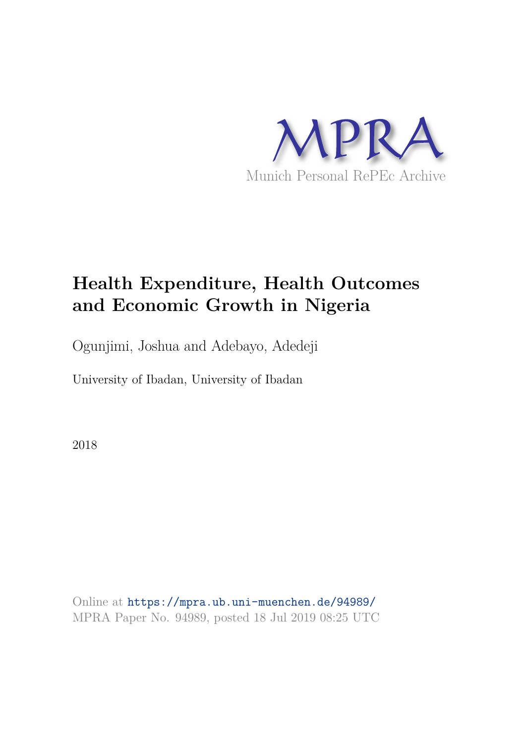MPRA

Munich Personal RePEc Archive

# Health Expenditure, Health Outcomes and Economic Growth in Nigeria

Ogunjimi, Joshua and Adebayo, Adedeji

University of Ibadan, University of Ibadan

2018

Online at https://mpra.ub.uni-muenchen.de/94989/
MPRA Paper No. 94989, posted 18 Jul 2019 08:25 UTC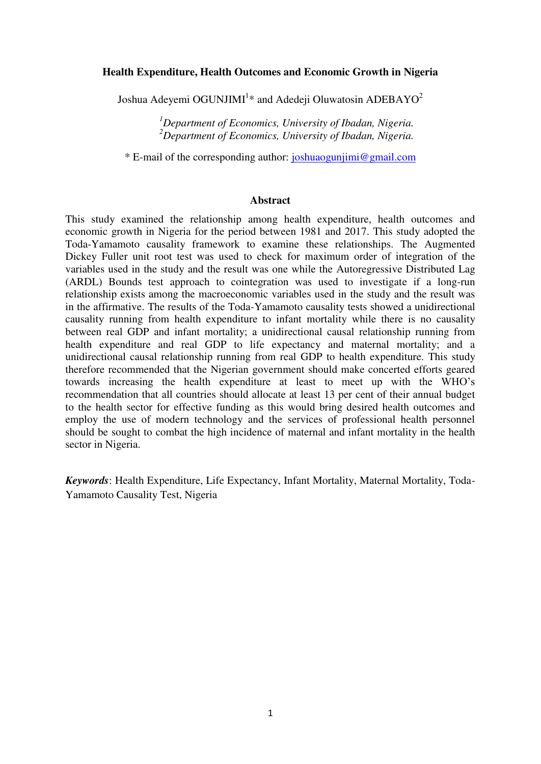**Health Expenditure, Health Outcomes and Economic Growth in Nigeria**

Joshua Adeyemi OGUNJIMI[1]* and Adedeji Oluwatosin ADEBAYO[2]

[1]*Department of Economics, University of Ibadan, Nigeria.*
[2]*Department of Economics, University of Ibadan, Nigeria.*

\* E-mail of the corresponding author: joshuaogunjimi@gmail.com

## Abstract

This study examined the relationship among health expenditure, health outcomes and economic growth in Nigeria for the period between 1981 and 2017. This study adopted the Toda-Yamamoto causality framework to examine these relationships. The Augmented Dickey Fuller unit root test was used to check for maximum order of integration of the variables used in the study and the result was one while the Autoregressive Distributed Lag (ARDL) Bounds test approach to cointegration was used to investigate if a long-run relationship exists among the macroeconomic variables used in the study and the result was in the affirmative. The results of the Toda-Yamamoto causality tests showed a unidirectional causality running from health expenditure to infant mortality while there is no causality between real GDP and infant mortality; a unidirectional causal relationship running from health expenditure and real GDP to life expectancy and maternal mortality; and a unidirectional causal relationship running from real GDP to health expenditure. This study therefore recommended that the Nigerian government should make concerted efforts geared towards increasing the health expenditure at least to meet up with the WHO's recommendation that all countries should allocate at least 13 per cent of their annual budget to the health sector for effective funding as this would bring desired health outcomes and employ the use of modern technology and the services of professional health personnel should be sought to combat the high incidence of maternal and infant mortality in the health sector in Nigeria.

***Keywords***: Health Expenditure, Life Expectancy, Infant Mortality, Maternal Mortality, Toda-Yamamoto Causality Test, Nigeria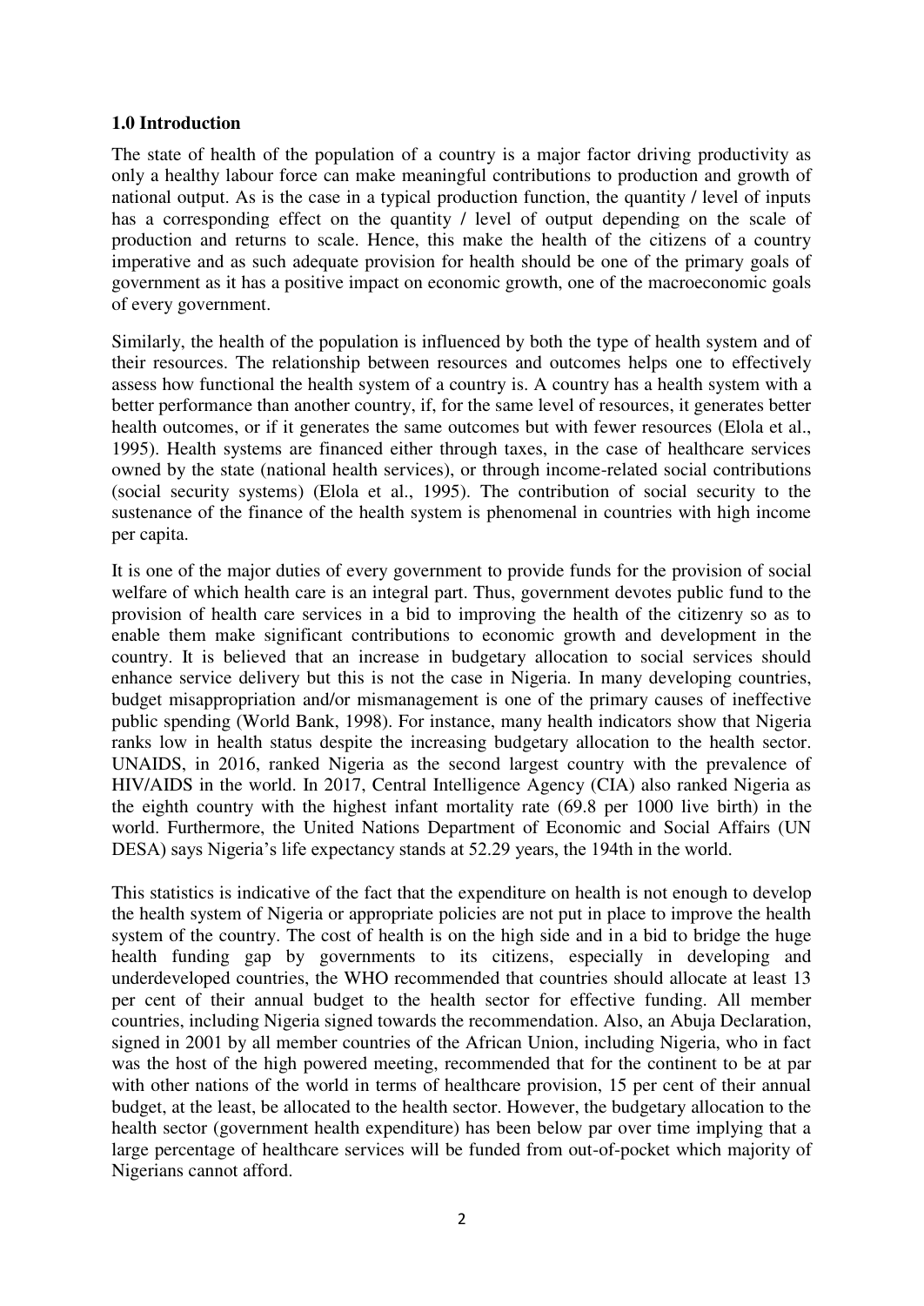## 1.0 Introduction

The state of health of the population of a country is a major factor driving productivity as only a healthy labour force can make meaningful contributions to production and growth of national output. As is the case in a typical production function, the quantity / level of inputs has a corresponding effect on the quantity / level of output depending on the scale of production and returns to scale. Hence, this make the health of the citizens of a country imperative and as such adequate provision for health should be one of the primary goals of government as it has a positive impact on economic growth, one of the macroeconomic goals of every government.

Similarly, the health of the population is influenced by both the type of health system and of their resources. The relationship between resources and outcomes helps one to effectively assess how functional the health system of a country is. A country has a health system with a better performance than another country, if, for the same level of resources, it generates better health outcomes, or if it generates the same outcomes but with fewer resources (Elola et al., 1995). Health systems are financed either through taxes, in the case of healthcare services owned by the state (national health services), or through income-related social contributions (social security systems) (Elola et al., 1995). The contribution of social security to the sustenance of the finance of the health system is phenomenal in countries with high income per capita.

It is one of the major duties of every government to provide funds for the provision of social welfare of which health care is an integral part. Thus, government devotes public fund to the provision of health care services in a bid to improving the health of the citizenry so as to enable them make significant contributions to economic growth and development in the country. It is believed that an increase in budgetary allocation to social services should enhance service delivery but this is not the case in Nigeria. In many developing countries, budget misappropriation and/or mismanagement is one of the primary causes of ineffective public spending (World Bank, 1998). For instance, many health indicators show that Nigeria ranks low in health status despite the increasing budgetary allocation to the health sector. UNAIDS, in 2016, ranked Nigeria as the second largest country with the prevalence of HIV/AIDS in the world. In 2017, Central Intelligence Agency (CIA) also ranked Nigeria as the eighth country with the highest infant mortality rate (69.8 per 1000 live birth) in the world. Furthermore, the United Nations Department of Economic and Social Affairs (UN DESA) says Nigeria's life expectancy stands at 52.29 years, the 194th in the world.

This statistics is indicative of the fact that the expenditure on health is not enough to develop the health system of Nigeria or appropriate policies are not put in place to improve the health system of the country. The cost of health is on the high side and in a bid to bridge the huge health funding gap by governments to its citizens, especially in developing and underdeveloped countries, the WHO recommended that countries should allocate at least 13 per cent of their annual budget to the health sector for effective funding. All member countries, including Nigeria signed towards the recommendation. Also, an Abuja Declaration, signed in 2001 by all member countries of the African Union, including Nigeria, who in fact was the host of the high powered meeting, recommended that for the continent to be at par with other nations of the world in terms of healthcare provision, 15 per cent of their annual budget, at the least, be allocated to the health sector. However, the budgetary allocation to the health sector (government health expenditure) has been below par over time implying that a large percentage of healthcare services will be funded from out-of-pocket which majority of Nigerians cannot afford.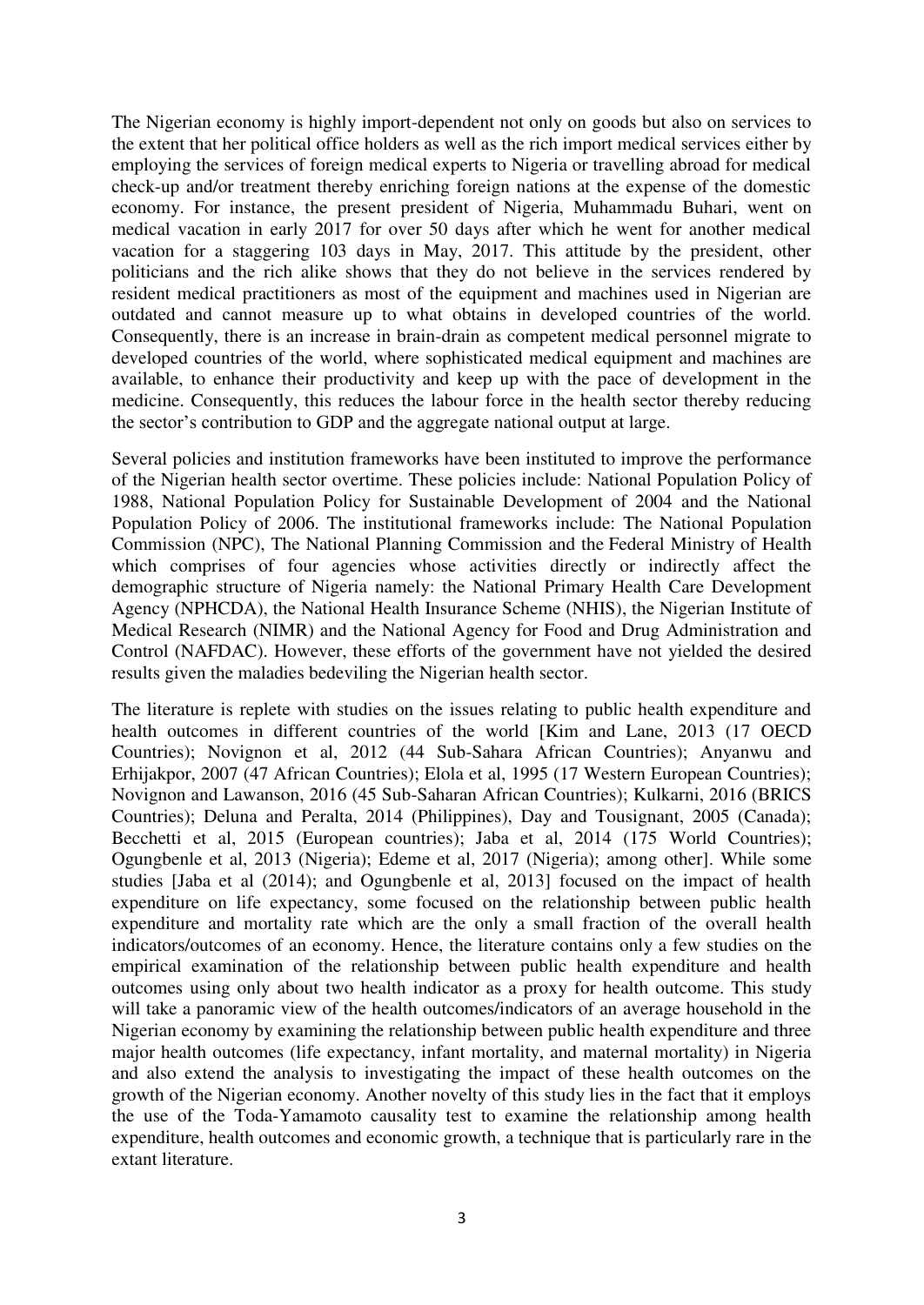The Nigerian economy is highly import-dependent not only on goods but also on services to the extent that her political office holders as well as the rich import medical services either by employing the services of foreign medical experts to Nigeria or travelling abroad for medical check-up and/or treatment thereby enriching foreign nations at the expense of the domestic economy. For instance, the present president of Nigeria, Muhammadu Buhari, went on medical vacation in early 2017 for over 50 days after which he went for another medical vacation for a staggering 103 days in May, 2017. This attitude by the president, other politicians and the rich alike shows that they do not believe in the services rendered by resident medical practitioners as most of the equipment and machines used in Nigerian are outdated and cannot measure up to what obtains in developed countries of the world. Consequently, there is an increase in brain-drain as competent medical personnel migrate to developed countries of the world, where sophisticated medical equipment and machines are available, to enhance their productivity and keep up with the pace of development in the medicine. Consequently, this reduces the labour force in the health sector thereby reducing the sector's contribution to GDP and the aggregate national output at large.

Several policies and institution frameworks have been instituted to improve the performance of the Nigerian health sector overtime. These policies include: National Population Policy of 1988, National Population Policy for Sustainable Development of 2004 and the National Population Policy of 2006. The institutional frameworks include: The National Population Commission (NPC), The National Planning Commission and the Federal Ministry of Health which comprises of four agencies whose activities directly or indirectly affect the demographic structure of Nigeria namely: the National Primary Health Care Development Agency (NPHCDA), the National Health Insurance Scheme (NHIS), the Nigerian Institute of Medical Research (NIMR) and the National Agency for Food and Drug Administration and Control (NAFDAC). However, these efforts of the government have not yielded the desired results given the maladies bedeviling the Nigerian health sector.

The literature is replete with studies on the issues relating to public health expenditure and health outcomes in different countries of the world [Kim and Lane, 2013 (17 OECD Countries); Novignon et al, 2012 (44 Sub-Sahara African Countries); Anyanwu and Erhijakpor, 2007 (47 African Countries); Elola et al, 1995 (17 Western European Countries); Novignon and Lawanson, 2016 (45 Sub-Saharan African Countries); Kulkarni, 2016 (BRICS Countries); Deluna and Peralta, 2014 (Philippines), Day and Tousignant, 2005 (Canada); Becchetti et al, 2015 (European countries); Jaba et al, 2014 (175 World Countries); Ogungbenle et al, 2013 (Nigeria); Edeme et al, 2017 (Nigeria); among other]. While some studies [Jaba et al (2014); and Ogungbenle et al, 2013] focused on the impact of health expenditure on life expectancy, some focused on the relationship between public health expenditure and mortality rate which are the only a small fraction of the overall health indicators/outcomes of an economy. Hence, the literature contains only a few studies on the empirical examination of the relationship between public health expenditure and health outcomes using only about two health indicator as a proxy for health outcome. This study will take a panoramic view of the health outcomes/indicators of an average household in the Nigerian economy by examining the relationship between public health expenditure and three major health outcomes (life expectancy, infant mortality, and maternal mortality) in Nigeria and also extend the analysis to investigating the impact of these health outcomes on the growth of the Nigerian economy. Another novelty of this study lies in the fact that it employs the use of the Toda-Yamamoto causality test to examine the relationship among health expenditure, health outcomes and economic growth, a technique that is particularly rare in the extant literature.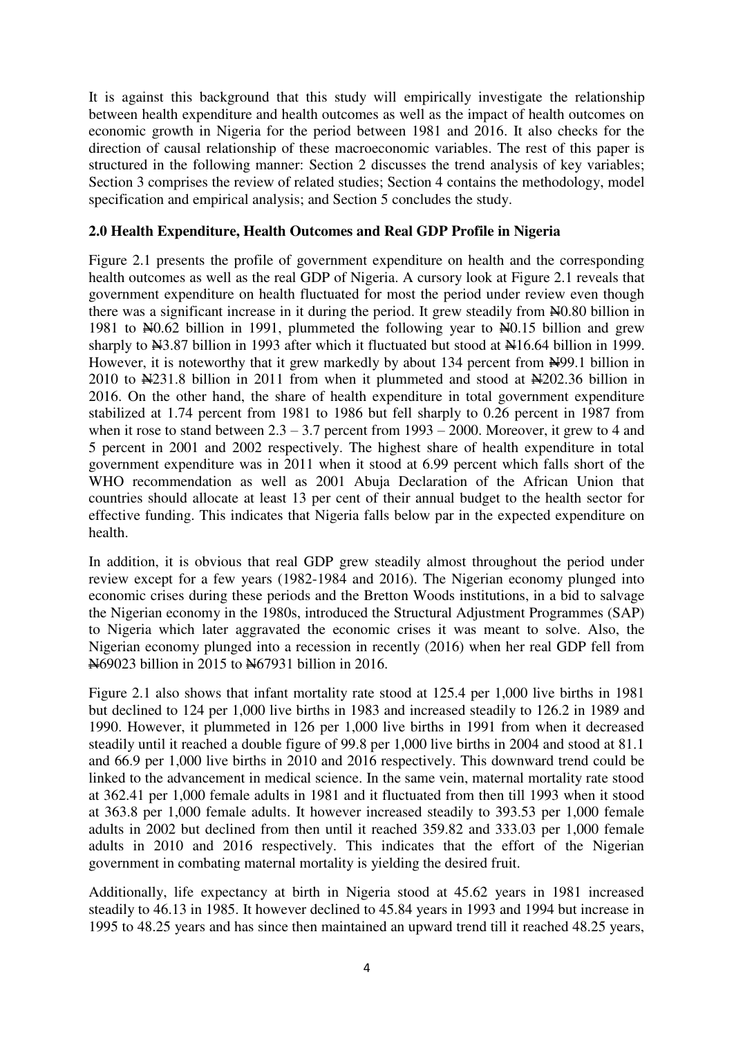It is against this background that this study will empirically investigate the relationship between health expenditure and health outcomes as well as the impact of health outcomes on economic growth in Nigeria for the period between 1981 and 2016. It also checks for the direction of causal relationship of these macroeconomic variables. The rest of this paper is structured in the following manner: Section 2 discusses the trend analysis of key variables; Section 3 comprises the review of related studies; Section 4 contains the methodology, model specification and empirical analysis; and Section 5 concludes the study.

## 2.0 Health Expenditure, Health Outcomes and Real GDP Profile in Nigeria

Figure 2.1 presents the profile of government expenditure on health and the corresponding health outcomes as well as the real GDP of Nigeria. A cursory look at Figure 2.1 reveals that government expenditure on health fluctuated for most the period under review even though there was a significant increase in it during the period. It grew steadily from ₦0.80 billion in 1981 to ₦0.62 billion in 1991, plummeted the following year to ₦0.15 billion and grew sharply to ₦3.87 billion in 1993 after which it fluctuated but stood at ₦16.64 billion in 1999. However, it is noteworthy that it grew markedly by about 134 percent from ₦99.1 billion in 2010 to ₦231.8 billion in 2011 from when it plummeted and stood at ₦202.36 billion in 2016. On the other hand, the share of health expenditure in total government expenditure stabilized at 1.74 percent from 1981 to 1986 but fell sharply to 0.26 percent in 1987 from when it rose to stand between 2.3 – 3.7 percent from 1993 – 2000. Moreover, it grew to 4 and 5 percent in 2001 and 2002 respectively. The highest share of health expenditure in total government expenditure was in 2011 when it stood at 6.99 percent which falls short of the WHO recommendation as well as 2001 Abuja Declaration of the African Union that countries should allocate at least 13 per cent of their annual budget to the health sector for effective funding. This indicates that Nigeria falls below par in the expected expenditure on health.

In addition, it is obvious that real GDP grew steadily almost throughout the period under review except for a few years (1982-1984 and 2016). The Nigerian economy plunged into economic crises during these periods and the Bretton Woods institutions, in a bid to salvage the Nigerian economy in the 1980s, introduced the Structural Adjustment Programmes (SAP) to Nigeria which later aggravated the economic crises it was meant to solve. Also, the Nigerian economy plunged into a recession in recently (2016) when her real GDP fell from ₦69023 billion in 2015 to ₦67931 billion in 2016.

Figure 2.1 also shows that infant mortality rate stood at 125.4 per 1,000 live births in 1981 but declined to 124 per 1,000 live births in 1983 and increased steadily to 126.2 in 1989 and 1990. However, it plummeted in 126 per 1,000 live births in 1991 from when it decreased steadily until it reached a double figure of 99.8 per 1,000 live births in 2004 and stood at 81.1 and 66.9 per 1,000 live births in 2010 and 2016 respectively. This downward trend could be linked to the advancement in medical science. In the same vein, maternal mortality rate stood at 362.41 per 1,000 female adults in 1981 and it fluctuated from then till 1993 when it stood at 363.8 per 1,000 female adults. It however increased steadily to 393.53 per 1,000 female adults in 2002 but declined from then until it reached 359.82 and 333.03 per 1,000 female adults in 2010 and 2016 respectively. This indicates that the effort of the Nigerian government in combating maternal mortality is yielding the desired fruit.

Additionally, life expectancy at birth in Nigeria stood at 45.62 years in 1981 increased steadily to 46.13 in 1985. It however declined to 45.84 years in 1993 and 1994 but increase in 1995 to 48.25 years and has since then maintained an upward trend till it reached 48.25 years,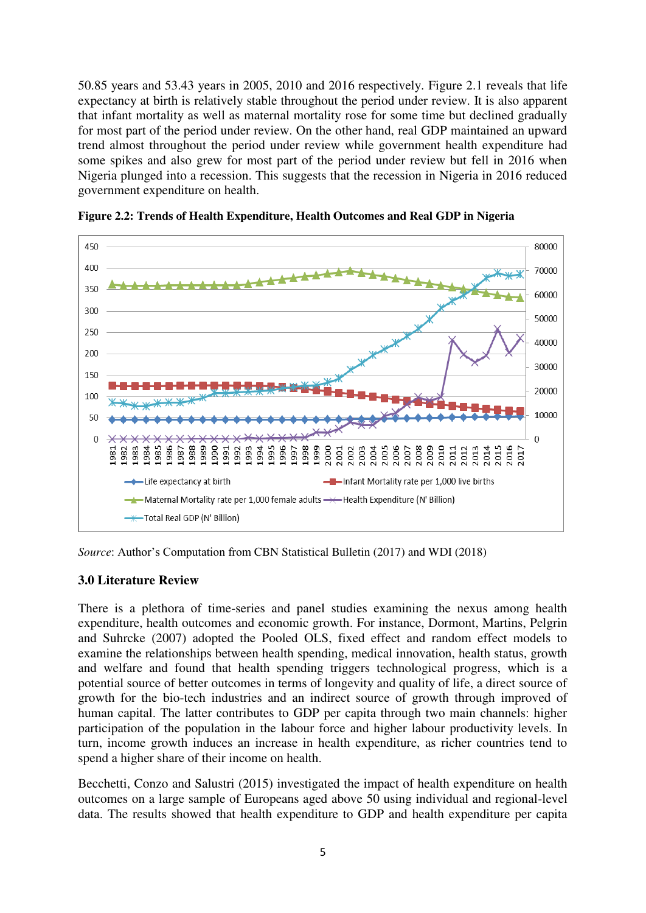50.85 years and 53.43 years in 2005, 2010 and 2016 respectively. Figure 2.1 reveals that life expectancy at birth is relatively stable throughout the period under review. It is also apparent that infant mortality as well as maternal mortality rose for some time but declined gradually for most part of the period under review. On the other hand, real GDP maintained an upward trend almost throughout the period under review while government health expenditure had some spikes and also grew for most part of the period under review but fell in 2016 when Nigeria plunged into a recession. This suggests that the recession in Nigeria in 2016 reduced government expenditure on health.

**Figure 2.2: Trends of Health Expenditure, Health Outcomes and Real GDP in Nigeria**

*Source*: Author's Computation from CBN Statistical Bulletin (2017) and WDI (2018)

## 3.0 Literature Review

There is a plethora of time-series and panel studies examining the nexus among health expenditure, health outcomes and economic growth. For instance, Dormont, Martins, Pelgrin and Suhrcke (2007) adopted the Pooled OLS, fixed effect and random effect models to examine the relationships between health spending, medical innovation, health status, growth and welfare and found that health spending triggers technological progress, which is a potential source of better outcomes in terms of longevity and quality of life, a direct source of growth for the bio-tech industries and an indirect source of growth through improved of human capital. The latter contributes to GDP per capita through two main channels: higher participation of the population in the labour force and higher labour productivity levels. In turn, income growth induces an increase in health expenditure, as richer countries tend to spend a higher share of their income on health.

Becchetti, Conzo and Salustri (2015) investigated the impact of health expenditure on health outcomes on a large sample of Europeans aged above 50 using individual and regional-level data. The results showed that health expenditure to GDP and health expenditure per capita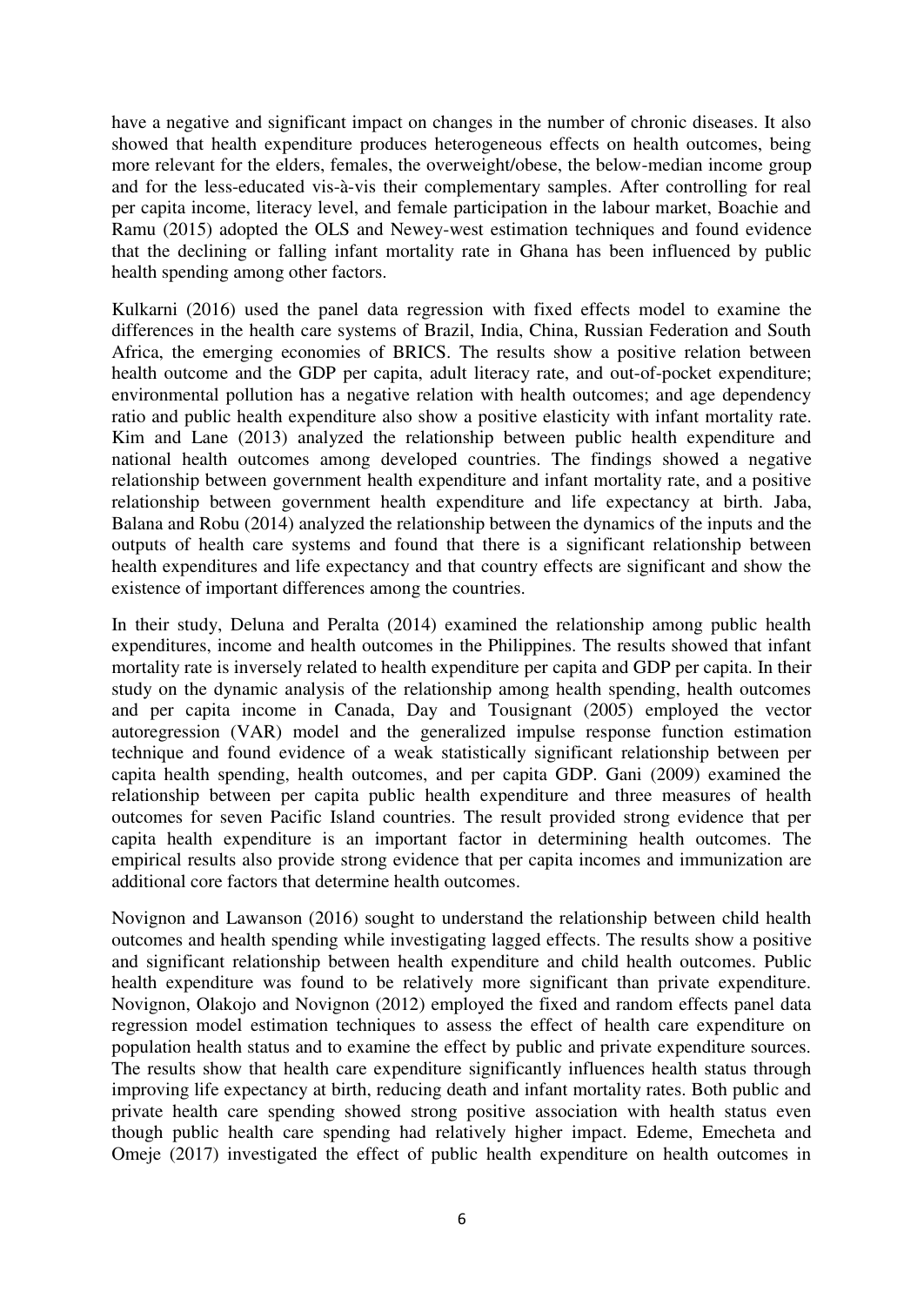have a negative and significant impact on changes in the number of chronic diseases. It also showed that health expenditure produces heterogeneous effects on health outcomes, being more relevant for the elders, females, the overweight/obese, the below-median income group and for the less-educated vis-à-vis their complementary samples. After controlling for real per capita income, literacy level, and female participation in the labour market, Boachie and Ramu (2015) adopted the OLS and Newey-west estimation techniques and found evidence that the declining or falling infant mortality rate in Ghana has been influenced by public health spending among other factors.

Kulkarni (2016) used the panel data regression with fixed effects model to examine the differences in the health care systems of Brazil, India, China, Russian Federation and South Africa, the emerging economies of BRICS. The results show a positive relation between health outcome and the GDP per capita, adult literacy rate, and out-of-pocket expenditure; environmental pollution has a negative relation with health outcomes; and age dependency ratio and public health expenditure also show a positive elasticity with infant mortality rate. Kim and Lane (2013) analyzed the relationship between public health expenditure and national health outcomes among developed countries. The findings showed a negative relationship between government health expenditure and infant mortality rate, and a positive relationship between government health expenditure and life expectancy at birth. Jaba, Balana and Robu (2014) analyzed the relationship between the dynamics of the inputs and the outputs of health care systems and found that there is a significant relationship between health expenditures and life expectancy and that country effects are significant and show the existence of important differences among the countries.

In their study, Deluna and Peralta (2014) examined the relationship among public health expenditures, income and health outcomes in the Philippines. The results showed that infant mortality rate is inversely related to health expenditure per capita and GDP per capita. In their study on the dynamic analysis of the relationship among health spending, health outcomes and per capita income in Canada, Day and Tousignant (2005) employed the vector autoregression (VAR) model and the generalized impulse response function estimation technique and found evidence of a weak statistically significant relationship between per capita health spending, health outcomes, and per capita GDP. Gani (2009) examined the relationship between per capita public health expenditure and three measures of health outcomes for seven Pacific Island countries. The result provided strong evidence that per capita health expenditure is an important factor in determining health outcomes. The empirical results also provide strong evidence that per capita incomes and immunization are additional core factors that determine health outcomes.

Novignon and Lawanson (2016) sought to understand the relationship between child health outcomes and health spending while investigating lagged effects. The results show a positive and significant relationship between health expenditure and child health outcomes. Public health expenditure was found to be relatively more significant than private expenditure. Novignon, Olakojo and Novignon (2012) employed the fixed and random effects panel data regression model estimation techniques to assess the effect of health care expenditure on population health status and to examine the effect by public and private expenditure sources. The results show that health care expenditure significantly influences health status through improving life expectancy at birth, reducing death and infant mortality rates. Both public and private health care spending showed strong positive association with health status even though public health care spending had relatively higher impact. Edeme, Emecheta and Omeje (2017) investigated the effect of public health expenditure on health outcomes in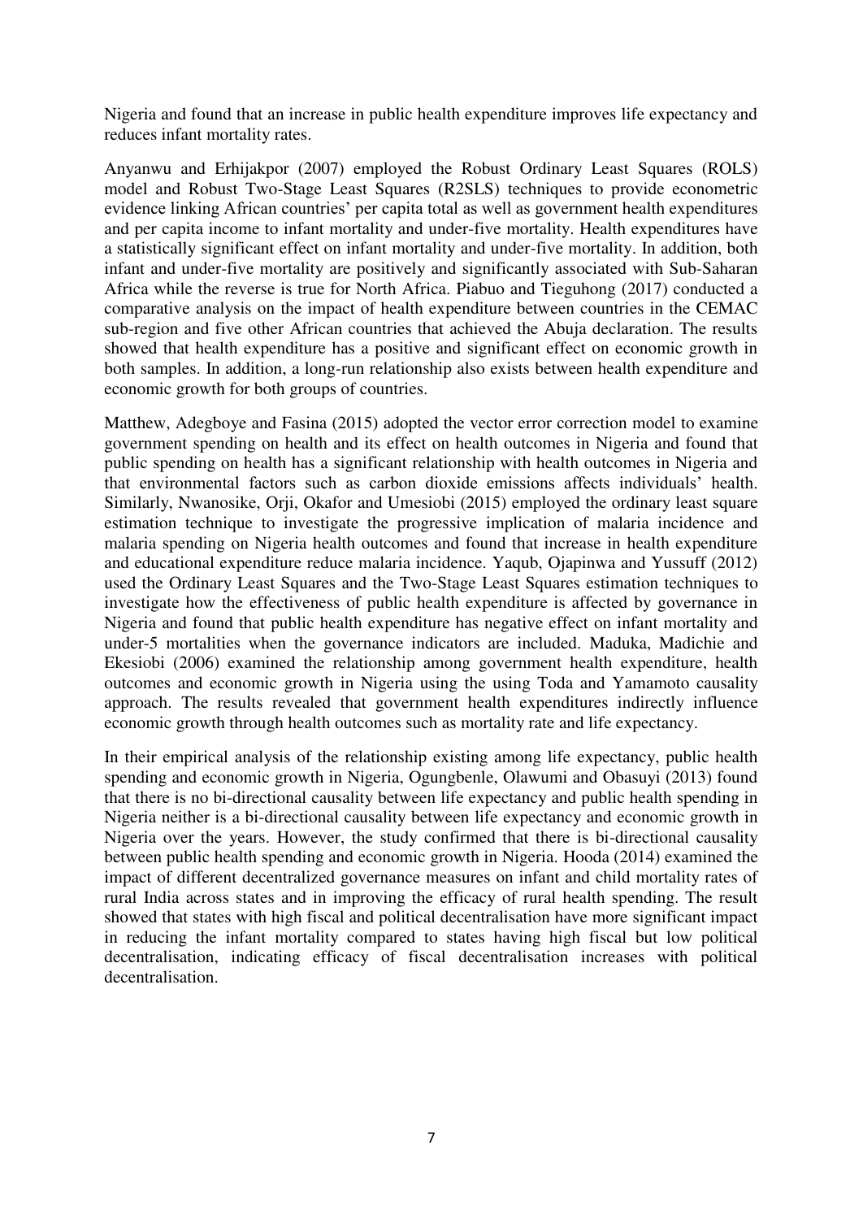Nigeria and found that an increase in public health expenditure improves life expectancy and reduces infant mortality rates.

Anyanwu and Erhijakpor (2007) employed the Robust Ordinary Least Squares (ROLS) model and Robust Two-Stage Least Squares (R2SLS) techniques to provide econometric evidence linking African countries' per capita total as well as government health expenditures and per capita income to infant mortality and under-five mortality. Health expenditures have a statistically significant effect on infant mortality and under-five mortality. In addition, both infant and under-five mortality are positively and significantly associated with Sub-Saharan Africa while the reverse is true for North Africa. Piabuo and Tieguhong (2017) conducted a comparative analysis on the impact of health expenditure between countries in the CEMAC sub-region and five other African countries that achieved the Abuja declaration. The results showed that health expenditure has a positive and significant effect on economic growth in both samples. In addition, a long-run relationship also exists between health expenditure and economic growth for both groups of countries.

Matthew, Adegboye and Fasina (2015) adopted the vector error correction model to examine government spending on health and its effect on health outcomes in Nigeria and found that public spending on health has a significant relationship with health outcomes in Nigeria and that environmental factors such as carbon dioxide emissions affects individuals' health. Similarly, Nwanosike, Orji, Okafor and Umesiobi (2015) employed the ordinary least square estimation technique to investigate the progressive implication of malaria incidence and malaria spending on Nigeria health outcomes and found that increase in health expenditure and educational expenditure reduce malaria incidence. Yaqub, Ojapinwa and Yussuff (2012) used the Ordinary Least Squares and the Two-Stage Least Squares estimation techniques to investigate how the effectiveness of public health expenditure is affected by governance in Nigeria and found that public health expenditure has negative effect on infant mortality and under-5 mortalities when the governance indicators are included. Maduka, Madichie and Ekesiobi (2006) examined the relationship among government health expenditure, health outcomes and economic growth in Nigeria using the using Toda and Yamamoto causality approach. The results revealed that government health expenditures indirectly influence economic growth through health outcomes such as mortality rate and life expectancy.

In their empirical analysis of the relationship existing among life expectancy, public health spending and economic growth in Nigeria, Ogungbenle, Olawumi and Obasuyi (2013) found that there is no bi-directional causality between life expectancy and public health spending in Nigeria neither is a bi-directional causality between life expectancy and economic growth in Nigeria over the years. However, the study confirmed that there is bi-directional causality between public health spending and economic growth in Nigeria. Hooda (2014) examined the impact of different decentralized governance measures on infant and child mortality rates of rural India across states and in improving the efficacy of rural health spending. The result showed that states with high fiscal and political decentralisation have more significant impact in reducing the infant mortality compared to states having high fiscal but low political decentralisation, indicating efficacy of fiscal decentralisation increases with political decentralisation.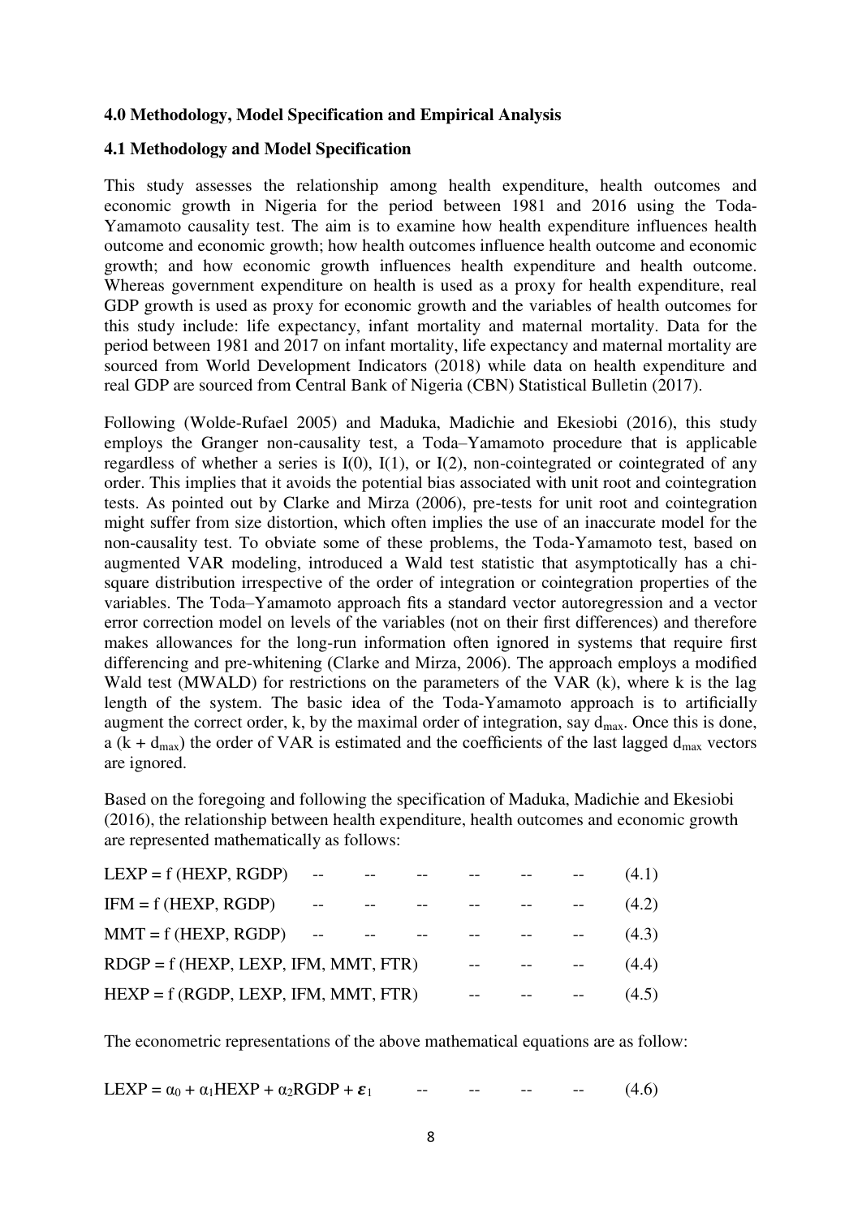**4.0 Methodology, Model Specification and Empirical Analysis**

**4.1 Methodology and Model Specification**

This study assesses the relationship among health expenditure, health outcomes and economic growth in Nigeria for the period between 1981 and 2016 using the Toda-Yamamoto causality test. The aim is to examine how health expenditure influences health outcome and economic growth; how health outcomes influence health outcome and economic growth; and how economic growth influences health expenditure and health outcome. Whereas government expenditure on health is used as a proxy for health expenditure, real GDP growth is used as proxy for economic growth and the variables of health outcomes for this study include: life expectancy, infant mortality and maternal mortality. Data for the period between 1981 and 2017 on infant mortality, life expectancy and maternal mortality are sourced from World Development Indicators (2018) while data on health expenditure and real GDP are sourced from Central Bank of Nigeria (CBN) Statistical Bulletin (2017).

Following (Wolde-Rufael 2005) and Maduka, Madichie and Ekesiobi (2016), this study employs the Granger non-causality test, a Toda–Yamamoto procedure that is applicable regardless of whether a series is I(0), I(1), or I(2), non-cointegrated or cointegrated of any order. This implies that it avoids the potential bias associated with unit root and cointegration tests. As pointed out by Clarke and Mirza (2006), pre-tests for unit root and cointegration might suffer from size distortion, which often implies the use of an inaccurate model for the non-causality test. To obviate some of these problems, the Toda-Yamamoto test, based on augmented VAR modeling, introduced a Wald test statistic that asymptotically has a chi-square distribution irrespective of the order of integration or cointegration properties of the variables. The Toda–Yamamoto approach fits a standard vector autoregression and a vector error correction model on levels of the variables (not on their first differences) and therefore makes allowances for the long-run information often ignored in systems that require first differencing and pre-whitening (Clarke and Mirza, 2006). The approach employs a modified Wald test (MWALD) for restrictions on the parameters of the VAR (k), where k is the lag length of the system. The basic idea of the Toda-Yamamoto approach is to artificially augment the correct order, k, by the maximal order of integration, say $d_{max}$. Once this is done, a $(k + d_{max})$ the order of VAR is estimated and the coefficients of the last lagged $d_{max}$ vectors are ignored.

Based on the foregoing and following the specification of Maduka, Madichie and Ekesiobi (2016), the relationship between health expenditure, health outcomes and economic growth are represented mathematically as follows:

$$LEXP = f\ (HEXP,\ RGDP) \qquad (4.1)$$

$$IFM = f\ (HEXP,\ RGDP) \qquad (4.2)$$

$$MMT = f\ (HEXP,\ RGDP) \qquad (4.3)$$

$$RDGP = f\ (HEXP,\ LEXP,\ IFM,\ MMT,\ FTR) \qquad (4.4)$$

$$HEXP = f\ (RGDP,\ LEXP,\ IFM,\ MMT,\ FTR) \qquad (4.5)$$

The econometric representations of the above mathematical equations are as follow:

$$LEXP = \alpha_0 + \alpha_1 HEXP + \alpha_2 RGDP + \boldsymbol{\varepsilon}_1 \qquad (4.6)$$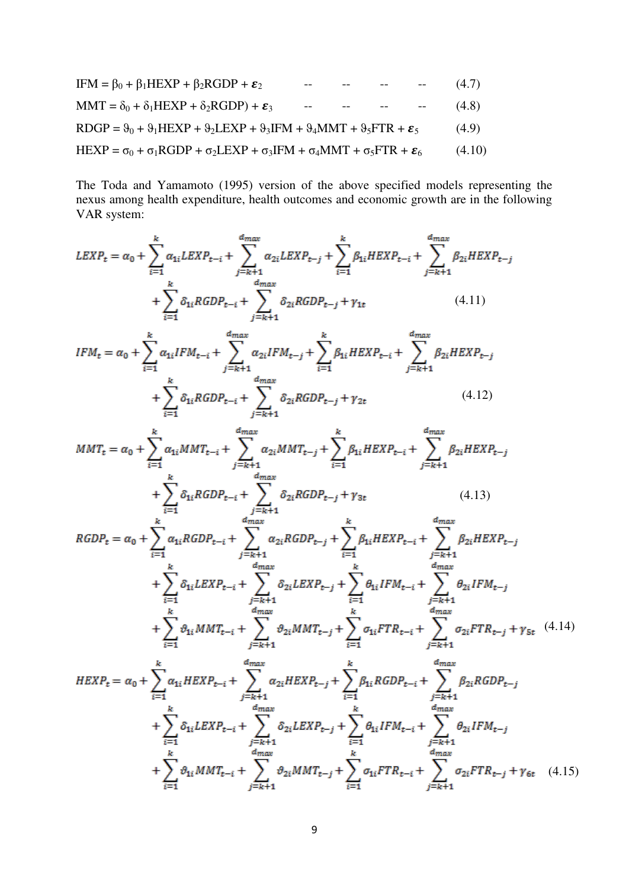$$\text{IFM} = \beta_0 + \beta_1\text{HEXP} + \beta_2\text{RGDP} + \varepsilon_2 \quad \text{-- -- -- --} \quad (4.7)$$

$$\text{MMT} = \delta_0 + \delta_1\text{HEXP} + \delta_2\text{RGDP}) + \varepsilon_3 \quad \text{-- -- -- --} \quad (4.8)$$

$$\text{RDGP} = \vartheta_0 + \vartheta_1\text{HEXP} + \vartheta_2\text{LEXP} + \vartheta_3\text{IFM} + \vartheta_4\text{MMT} + \vartheta_5\text{FTR} + \varepsilon_5 \quad (4.9)$$

$$\text{HEXP} = \sigma_0 + \sigma_1\text{RGDP} + \sigma_2\text{LEXP} + \sigma_3\text{IFM} + \sigma_4\text{MMT} + \sigma_5\text{FTR} + \varepsilon_6 \quad (4.10)$$

The Toda and Yamamoto (1995) version of the above specified models representing the nexus among health expenditure, health outcomes and economic growth are in the following VAR system:

$$LEXP_t = \alpha_0 + \sum_{i=1}^{k}\alpha_{1i}LEXP_{t-i} + \sum_{j=k+1}^{d_{max}}\alpha_{2i}LEXP_{t-j} + \sum_{i=1}^{k}\beta_{1i}HEXP_{t-i} + \sum_{j=k+1}^{d_{max}}\beta_{2i}HEXP_{t-j} + \sum_{i=1}^{k}\delta_{1i}RGDP_{t-i} + \sum_{j=k+1}^{d_{max}}\delta_{2i}RGDP_{t-j} + \gamma_{1t} \quad (4.11)$$

$$IFM_t = \alpha_0 + \sum_{i=1}^{k}\alpha_{1i}IFM_{t-i} + \sum_{j=k+1}^{d_{max}}\alpha_{2i}IFM_{t-j} + \sum_{i=1}^{k}\beta_{1i}HEXP_{t-i} + \sum_{j=k+1}^{d_{max}}\beta_{2i}HEXP_{t-j} + \sum_{i=1}^{k}\delta_{1i}RGDP_{t-i} + \sum_{j=k+1}^{d_{max}}\delta_{2i}RGDP_{t-j} + \gamma_{2t} \quad (4.12)$$

$$MMT_t = \alpha_0 + \sum_{i=1}^{k}\alpha_{1i}MMT_{t-i} + \sum_{j=k+1}^{d_{max}}\alpha_{2i}MMT_{t-j} + \sum_{i=1}^{k}\beta_{1i}HEXP_{t-i} + \sum_{j=k+1}^{d_{max}}\beta_{2i}HEXP_{t-j} + \sum_{i=1}^{k}\delta_{1i}RGDP_{t-i} + \sum_{j=k+1}^{d_{max}}\delta_{2i}RGDP_{t-j} + \gamma_{3t} \quad (4.13)$$

$$RGDP_t = \alpha_0 + \sum_{i=1}^{k}\alpha_{1i}RGDP_{t-i} + \sum_{j=k+1}^{d_{max}}\alpha_{2i}RGDP_{t-j} + \sum_{i=1}^{k}\beta_{1i}HEXP_{t-i} + \sum_{j=k+1}^{d_{max}}\beta_{2i}HEXP_{t-j} + \sum_{i=1}^{k}\delta_{1i}LEXP_{t-i} + \sum_{j=k+1}^{d_{max}}\delta_{2i}LEXP_{t-j} + \sum_{i=1}^{k}\theta_{1i}IFM_{t-i} + \sum_{j=k+1}^{d_{max}}\theta_{2i}IFM_{t-j} + \sum_{i=1}^{k}\vartheta_{1i}MMT_{t-i} + \sum_{j=k+1}^{d_{max}}\vartheta_{2i}MMT_{t-j} + \sum_{i=1}^{k}\sigma_{1i}FTR_{t-i} + \sum_{j=k+1}^{d_{max}}\sigma_{2i}FTR_{t-j} + \gamma_{5t} \quad (4.14)$$

$$HEXP_t = \alpha_0 + \sum_{i=1}^{k}\alpha_{1i}HEXP_{t-i} + \sum_{j=k+1}^{d_{max}}\alpha_{2i}HEXP_{t-j} + \sum_{i=1}^{k}\beta_{1i}RGDP_{t-i} + \sum_{j=k+1}^{d_{max}}\beta_{2i}RGDP_{t-j} + \sum_{i=1}^{k}\delta_{1i}LEXP_{t-i} + \sum_{j=k+1}^{d_{max}}\delta_{2i}LEXP_{t-j} + \sum_{i=1}^{k}\theta_{1i}IFM_{t-i} + \sum_{j=k+1}^{d_{max}}\theta_{2i}IFM_{t-j} + \sum_{i=1}^{k}\vartheta_{1i}MMT_{t-i} + \sum_{j=k+1}^{d_{max}}\vartheta_{2i}MMT_{t-j} + \sum_{i=1}^{k}\sigma_{1i}FTR_{t-i} + \sum_{j=k+1}^{d_{max}}\sigma_{2i}FTR_{t-j} + \gamma_{6t} \quad (4.15)$$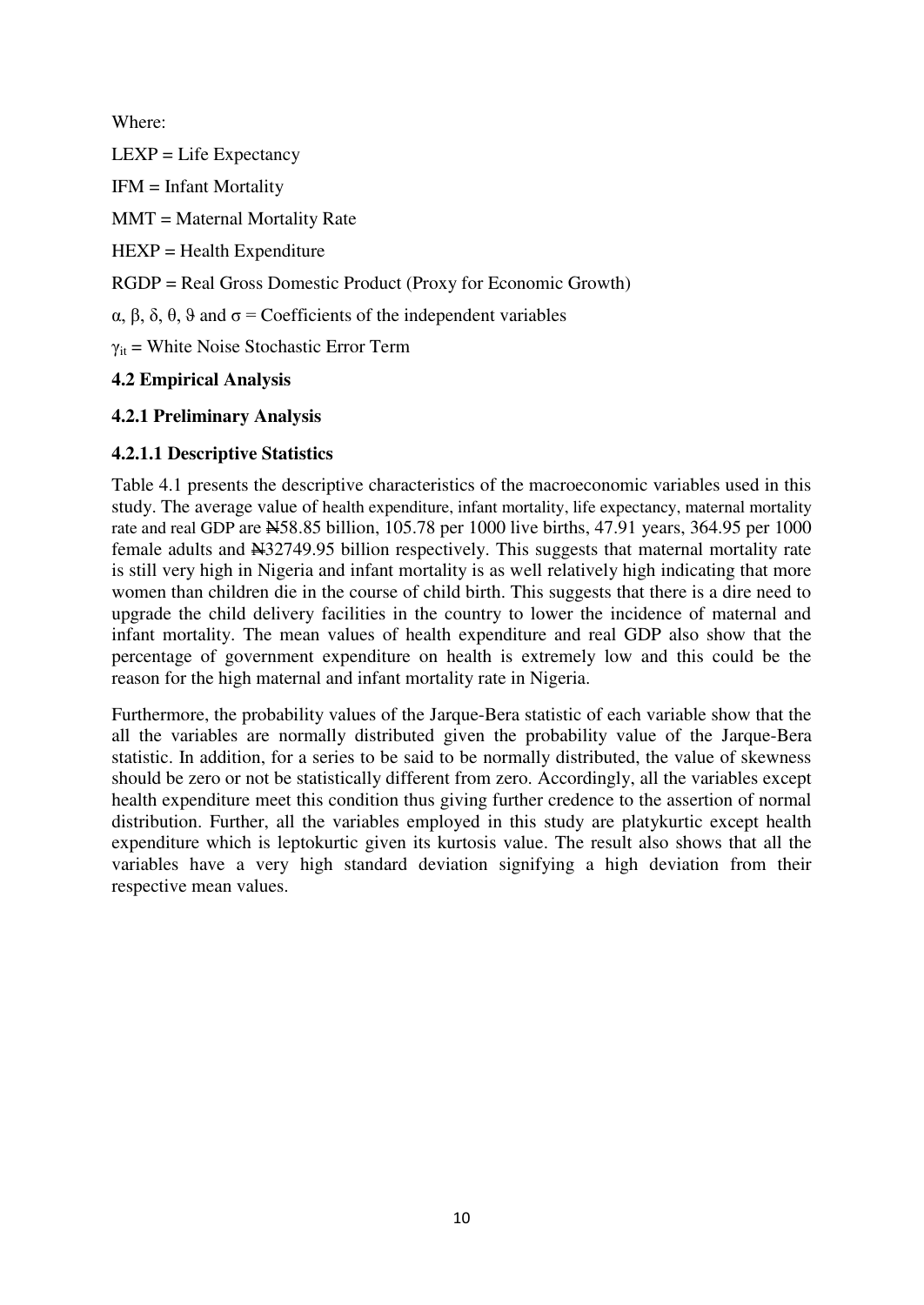Where:

LEXP = Life Expectancy

IFM = Infant Mortality

MMT = Maternal Mortality Rate

HEXP = Health Expenditure

RGDP = Real Gross Domestic Product (Proxy for Economic Growth)

$\alpha$, $\beta$, $\delta$, $\theta$, $\vartheta$ and $\sigma$ = Coefficients of the independent variables

$\gamma_{it}$ = White Noise Stochastic Error Term

### 4.2 Empirical Analysis

#### 4.2.1 Preliminary Analysis

##### 4.2.1.1 Descriptive Statistics

Table 4.1 presents the descriptive characteristics of the macroeconomic variables used in this study. The average value of health expenditure, infant mortality, life expectancy, maternal mortality rate and real GDP are ₦58.85 billion, 105.78 per 1000 live births, 47.91 years, 364.95 per 1000 female adults and ₦32749.95 billion respectively. This suggests that maternal mortality rate is still very high in Nigeria and infant mortality is as well relatively high indicating that more women than children die in the course of child birth. This suggests that there is a dire need to upgrade the child delivery facilities in the country to lower the incidence of maternal and infant mortality. The mean values of health expenditure and real GDP also show that the percentage of government expenditure on health is extremely low and this could be the reason for the high maternal and infant mortality rate in Nigeria.

Furthermore, the probability values of the Jarque-Bera statistic of each variable show that the all the variables are normally distributed given the probability value of the Jarque-Bera statistic. In addition, for a series to be said to be normally distributed, the value of skewness should be zero or not be statistically different from zero. Accordingly, all the variables except health expenditure meet this condition thus giving further credence to the assertion of normal distribution. Further, all the variables employed in this study are platykurtic except health expenditure which is leptokurtic given its kurtosis value. The result also shows that all the variables have a very high standard deviation signifying a high deviation from their respective mean values.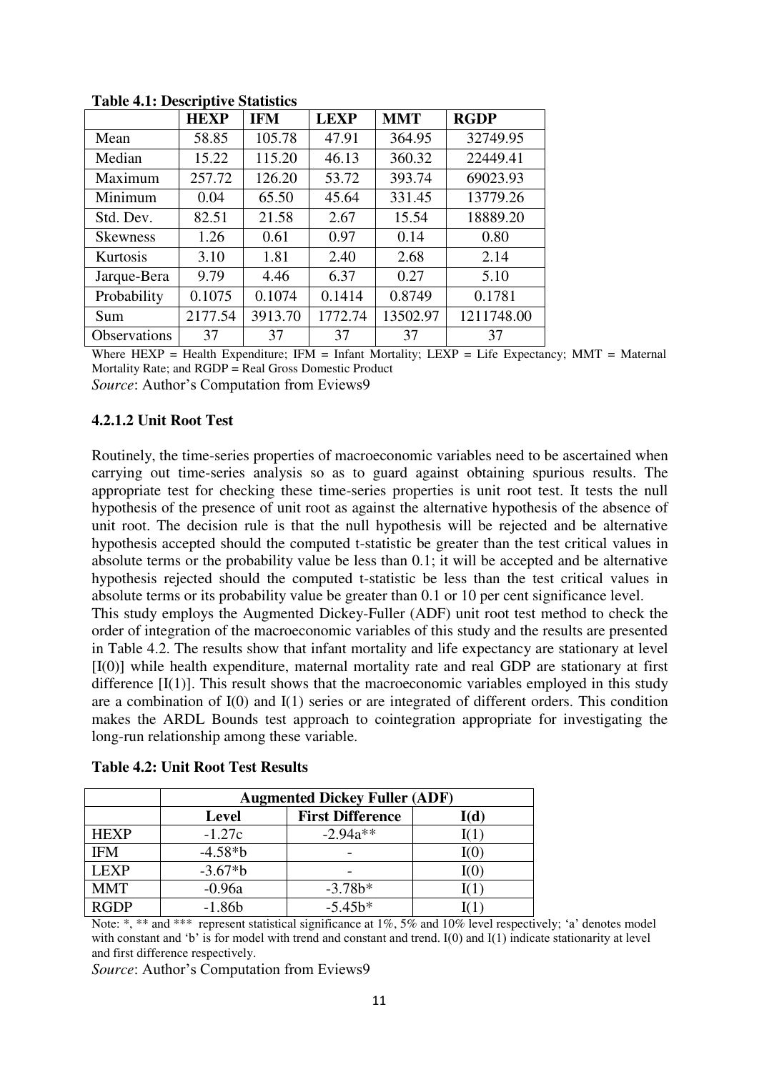**Table 4.1: Descriptive Statistics**

| | HEXP | IFM | LEXP | MMT | RGDP |
|---|---|---|---|---|---|
| Mean | 58.85 | 105.78 | 47.91 | 364.95 | 32749.95 |
| Median | 15.22 | 115.20 | 46.13 | 360.32 | 22449.41 |
| Maximum | 257.72 | 126.20 | 53.72 | 393.74 | 69023.93 |
| Minimum | 0.04 | 65.50 | 45.64 | 331.45 | 13779.26 |
| Std. Dev. | 82.51 | 21.58 | 2.67 | 15.54 | 18889.20 |
| Skewness | 1.26 | 0.61 | 0.97 | 0.14 | 0.80 |
| Kurtosis | 3.10 | 1.81 | 2.40 | 2.68 | 2.14 |
| Jarque-Bera | 9.79 | 4.46 | 6.37 | 0.27 | 5.10 |
| Probability | 0.1075 | 0.1074 | 0.1414 | 0.8749 | 0.1781 |
| Sum | 2177.54 | 3913.70 | 1772.74 | 13502.97 | 1211748.00 |
| Observations | 37 | 37 | 37 | 37 | 37 |

Where HEXP = Health Expenditure; IFM = Infant Mortality; LEXP = Life Expectancy; MMT = Maternal Mortality Rate; and RGDP = Real Gross Domestic Product

*Source*: Author's Computation from Eviews9

#### 4.2.1.2 Unit Root Test

Routinely, the time-series properties of macroeconomic variables need to be ascertained when carrying out time-series analysis so as to guard against obtaining spurious results. The appropriate test for checking these time-series properties is unit root test. It tests the null hypothesis of the presence of unit root as against the alternative hypothesis of the absence of unit root. The decision rule is that the null hypothesis will be rejected and be alternative hypothesis accepted should the computed t-statistic be greater than the test critical values in absolute terms or the probability value be less than 0.1; it will be accepted and be alternative hypothesis rejected should the computed t-statistic be less than the test critical values in absolute terms or its probability value be greater than 0.1 or 10 per cent significance level.

This study employs the Augmented Dickey-Fuller (ADF) unit root test method to check the order of integration of the macroeconomic variables of this study and the results are presented in Table 4.2. The results show that infant mortality and life expectancy are stationary at level [I(0)] while health expenditure, maternal mortality rate and real GDP are stationary at first difference [I(1)]. This result shows that the macroeconomic variables employed in this study are a combination of I(0) and I(1) series or are integrated of different orders. This condition makes the ARDL Bounds test approach to cointegration appropriate for investigating the long-run relationship among these variable.

**Table 4.2: Unit Root Test Results**

| | Augmented Dickey Fuller (ADF) | | |
|---|---|---|---|
| | Level | First Difference | I(d) |
| HEXP | -1.27c | -2.94a** | I(1) |
| IFM | -4.58*b | - | I(0) |
| LEXP | -3.67*b | - | I(0) |
| MMT | -0.96a | -3.78b* | I(1) |
| RGDP | -1.86b | -5.45b* | I(1) |

Note: *, ** and *** represent statistical significance at 1%, 5% and 10% level respectively; 'a' denotes model with constant and 'b' is for model with trend and constant and trend. I(0) and I(1) indicate stationarity at level and first difference respectively.

*Source*: Author's Computation from Eviews9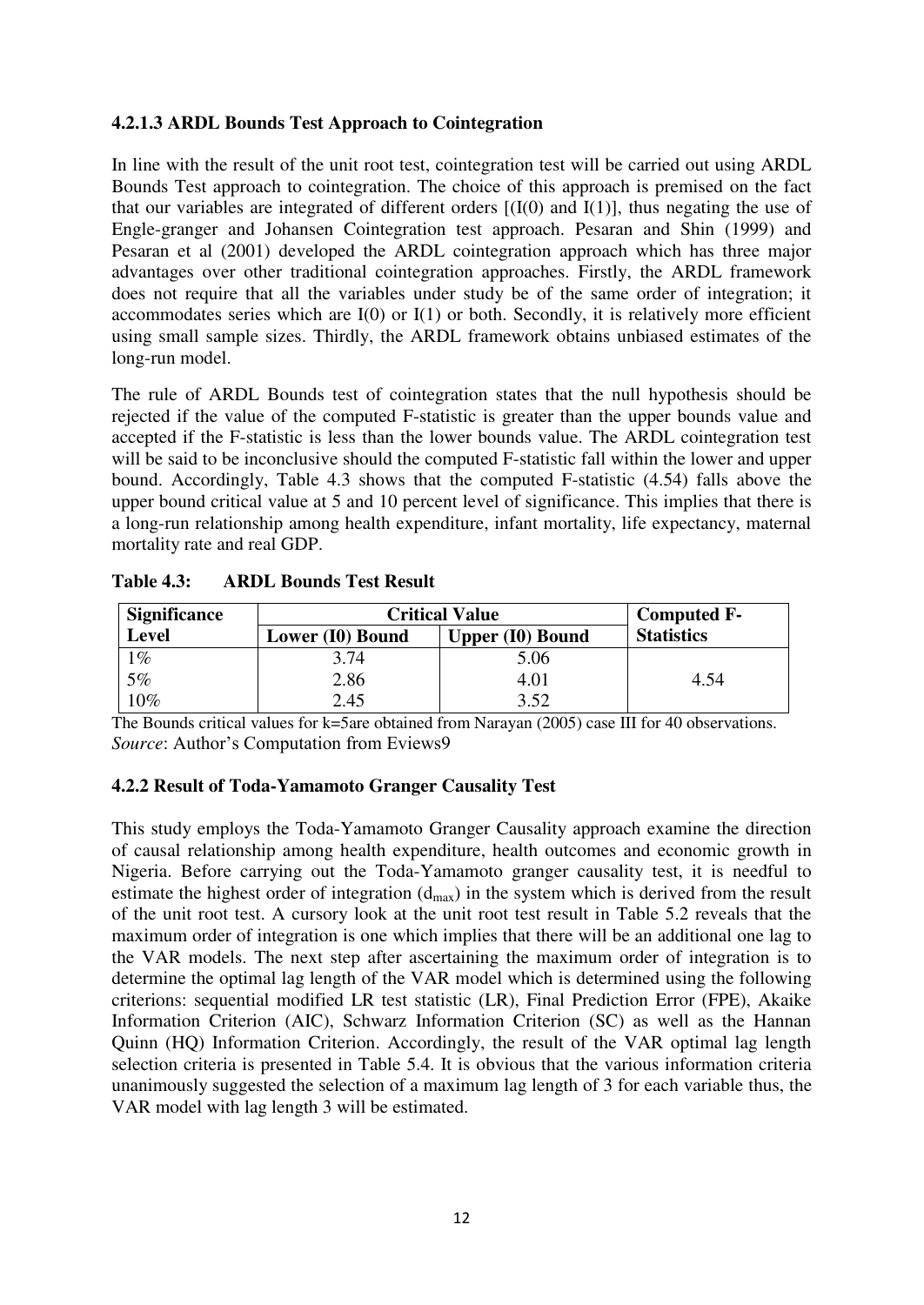#### 4.2.1.3 ARDL Bounds Test Approach to Cointegration

In line with the result of the unit root test, cointegration test will be carried out using ARDL Bounds Test approach to cointegration. The choice of this approach is premised on the fact that our variables are integrated of different orders [(I(0) and I(1)], thus negating the use of Engle-granger and Johansen Cointegration test approach. Pesaran and Shin (1999) and Pesaran et al (2001) developed the ARDL cointegration approach which has three major advantages over other traditional cointegration approaches. Firstly, the ARDL framework does not require that all the variables under study be of the same order of integration; it accommodates series which are I(0) or I(1) or both. Secondly, it is relatively more efficient using small sample sizes. Thirdly, the ARDL framework obtains unbiased estimates of the long-run model.

The rule of ARDL Bounds test of cointegration states that the null hypothesis should be rejected if the value of the computed F-statistic is greater than the upper bounds value and accepted if the F-statistic is less than the lower bounds value. The ARDL cointegration test will be said to be inconclusive should the computed F-statistic fall within the lower and upper bound. Accordingly, Table 4.3 shows that the computed F-statistic (4.54) falls above the upper bound critical value at 5 and 10 percent level of significance. This implies that there is a long-run relationship among health expenditure, infant mortality, life expectancy, maternal mortality rate and real GDP.

**Table 4.3: ARDL Bounds Test Result**

| Significance Level | Critical Value | | Computed F-Statistics |
|---|---|---|---|
| | Lower (I0) Bound | Upper (I0) Bound | |
| 1% | 3.74 | 5.06 | |
| 5% | 2.86 | 4.01 | 4.54 |
| 10% | 2.45 | 3.52 | |

The Bounds critical values for k=5are obtained from Narayan (2005) case III for 40 observations.
*Source*: Author's Computation from Eviews9

### 4.2.2 Result of Toda-Yamamoto Granger Causality Test

This study employs the Toda-Yamamoto Granger Causality approach examine the direction of causal relationship among health expenditure, health outcomes and economic growth in Nigeria. Before carrying out the Toda-Yamamoto granger causality test, it is needful to estimate the highest order of integration ($d_{max}$) in the system which is derived from the result of the unit root test. A cursory look at the unit root test result in Table 5.2 reveals that the maximum order of integration is one which implies that there will be an additional one lag to the VAR models. The next step after ascertaining the maximum order of integration is to determine the optimal lag length of the VAR model which is determined using the following criterions: sequential modified LR test statistic (LR), Final Prediction Error (FPE), Akaike Information Criterion (AIC), Schwarz Information Criterion (SC) as well as the Hannan Quinn (HQ) Information Criterion. Accordingly, the result of the VAR optimal lag length selection criteria is presented in Table 5.4. It is obvious that the various information criteria unanimously suggested the selection of a maximum lag length of 3 for each variable thus, the VAR model with lag length 3 will be estimated.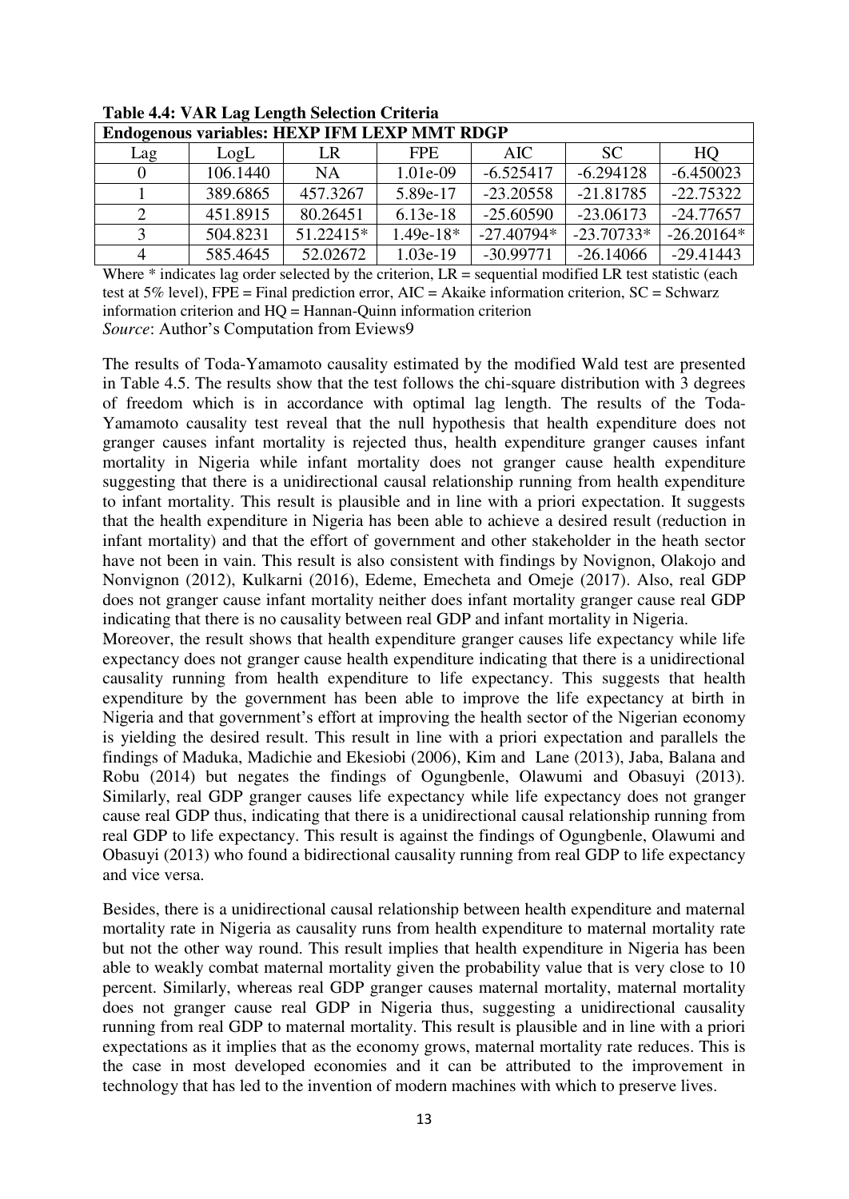**Table 4.4: VAR Lag Length Selection Criteria**

| Endogenous variables: HEXP IFM LEXP MMT RDGP | | | | | | |
|---|---|---|---|---|---|---|
| Lag | LogL | LR | FPE | AIC | SC | HQ |
| 0 | 106.1440 | NA | 1.01e-09 | -6.525417 | -6.294128 | -6.450023 |
| 1 | 389.6865 | 457.3267 | 5.89e-17 | -23.20558 | -21.81785 | -22.75322 |
| 2 | 451.8915 | 80.26451 | 6.13e-18 | -25.60590 | -23.06173 | -24.77657 |
| 3 | 504.8231 | 51.22415* | 1.49e-18* | -27.40794* | -23.70733* | -26.20164* |
| 4 | 585.4645 | 52.02672 | 1.03e-19 | -30.99771 | -26.14066 | -29.41443 |

Where * indicates lag order selected by the criterion, LR = sequential modified LR test statistic (each test at 5% level), FPE = Final prediction error, AIC = Akaike information criterion, SC = Schwarz information criterion and HQ = Hannan-Quinn information criterion

*Source*: Author's Computation from Eviews9

The results of Toda-Yamamoto causality estimated by the modified Wald test are presented in Table 4.5. The results show that the test follows the chi-square distribution with 3 degrees of freedom which is in accordance with optimal lag length. The results of the Toda-Yamamoto causality test reveal that the null hypothesis that health expenditure does not granger causes infant mortality is rejected thus, health expenditure granger causes infant mortality in Nigeria while infant mortality does not granger cause health expenditure suggesting that there is a unidirectional causal relationship running from health expenditure to infant mortality. This result is plausible and in line with a priori expectation. It suggests that the health expenditure in Nigeria has been able to achieve a desired result (reduction in infant mortality) and that the effort of government and other stakeholder in the heath sector have not been in vain. This result is also consistent with findings by Novignon, Olakojo and Nonvignon (2012), Kulkarni (2016), Edeme, Emecheta and Omeje (2017). Also, real GDP does not granger cause infant mortality neither does infant mortality granger cause real GDP indicating that there is no causality between real GDP and infant mortality in Nigeria.

Moreover, the result shows that health expenditure granger causes life expectancy while life expectancy does not granger cause health expenditure indicating that there is a unidirectional causality running from health expenditure to life expectancy. This suggests that health expenditure by the government has been able to improve the life expectancy at birth in Nigeria and that government's effort at improving the health sector of the Nigerian economy is yielding the desired result. This result in line with a priori expectation and parallels the findings of Maduka, Madichie and Ekesiobi (2006), Kim and Lane (2013), Jaba, Balana and Robu (2014) but negates the findings of Ogungbenle, Olawumi and Obasuyi (2013). Similarly, real GDP granger causes life expectancy while life expectancy does not granger cause real GDP thus, indicating that there is a unidirectional causal relationship running from real GDP to life expectancy. This result is against the findings of Ogungbenle, Olawumi and Obasuyi (2013) who found a bidirectional causality running from real GDP to life expectancy and vice versa.

Besides, there is a unidirectional causal relationship between health expenditure and maternal mortality rate in Nigeria as causality runs from health expenditure to maternal mortality rate but not the other way round. This result implies that health expenditure in Nigeria has been able to weakly combat maternal mortality given the probability value that is very close to 10 percent. Similarly, whereas real GDP granger causes maternal mortality, maternal mortality does not granger cause real GDP in Nigeria thus, suggesting a unidirectional causality running from real GDP to maternal mortality. This result is plausible and in line with a priori expectations as it implies that as the economy grows, maternal mortality rate reduces. This is the case in most developed economies and it can be attributed to the improvement in technology that has led to the invention of modern machines with which to preserve lives.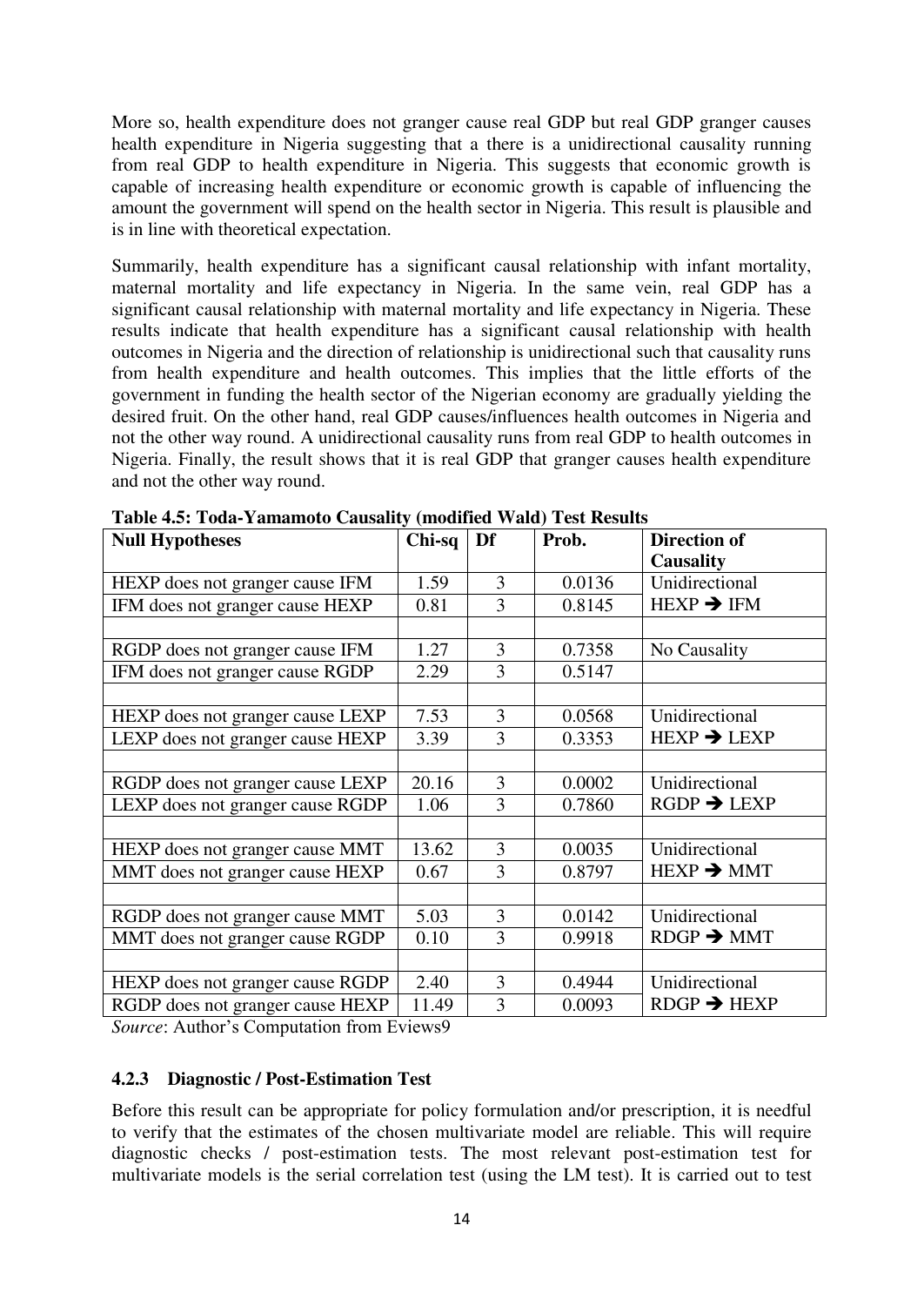More so, health expenditure does not granger cause real GDP but real GDP granger causes health expenditure in Nigeria suggesting that a there is a unidirectional causality running from real GDP to health expenditure in Nigeria. This suggests that economic growth is capable of increasing health expenditure or economic growth is capable of influencing the amount the government will spend on the health sector in Nigeria. This result is plausible and is in line with theoretical expectation.

Summarily, health expenditure has a significant causal relationship with infant mortality, maternal mortality and life expectancy in Nigeria. In the same vein, real GDP has a significant causal relationship with maternal mortality and life expectancy in Nigeria. These results indicate that health expenditure has a significant causal relationship with health outcomes in Nigeria and the direction of relationship is unidirectional such that causality runs from health expenditure and health outcomes. This implies that the little efforts of the government in funding the health sector of the Nigerian economy are gradually yielding the desired fruit. On the other hand, real GDP causes/influences health outcomes in Nigeria and not the other way round. A unidirectional causality runs from real GDP to health outcomes in Nigeria. Finally, the result shows that it is real GDP that granger causes health expenditure and not the other way round.

**Table 4.5: Toda-Yamamoto Causality (modified Wald) Test Results**

| Null Hypotheses | Chi-sq | Df | Prob. | Direction of Causality |
|---|---|---|---|---|
| HEXP does not granger cause IFM | 1.59 | 3 | 0.0136 | Unidirectional |
| IFM does not granger cause HEXP | 0.81 | 3 | 0.8145 | HEXP ➔ IFM |
| | | | | |
| RGDP does not granger cause IFM | 1.27 | 3 | 0.7358 | No Causality |
| IFM does not granger cause RGDP | 2.29 | 3 | 0.5147 | |
| | | | | |
| HEXP does not granger cause LEXP | 7.53 | 3 | 0.0568 | Unidirectional |
| LEXP does not granger cause HEXP | 3.39 | 3 | 0.3353 | HEXP ➔ LEXP |
| | | | | |
| RGDP does not granger cause LEXP | 20.16 | 3 | 0.0002 | Unidirectional |
| LEXP does not granger cause RGDP | 1.06 | 3 | 0.7860 | RGDP ➔ LEXP |
| | | | | |
| HEXP does not granger cause MMT | 13.62 | 3 | 0.0035 | Unidirectional |
| MMT does not granger cause HEXP | 0.67 | 3 | 0.8797 | HEXP ➔ MMT |
| | | | | |
| RGDP does not granger cause MMT | 5.03 | 3 | 0.0142 | Unidirectional |
| MMT does not granger cause RGDP | 0.10 | 3 | 0.9918 | RDGP ➔ MMT |
| | | | | |
| HEXP does not granger cause RGDP | 2.40 | 3 | 0.4944 | Unidirectional |
| RGDP does not granger cause HEXP | 11.49 | 3 | 0.0093 | RDGP ➔ HEXP |

*Source*: Author's Computation from Eviews9

### 4.2.3 Diagnostic / Post-Estimation Test

Before this result can be appropriate for policy formulation and/or prescription, it is needful to verify that the estimates of the chosen multivariate model are reliable. This will require diagnostic checks / post-estimation tests. The most relevant post-estimation test for multivariate models is the serial correlation test (using the LM test). It is carried out to test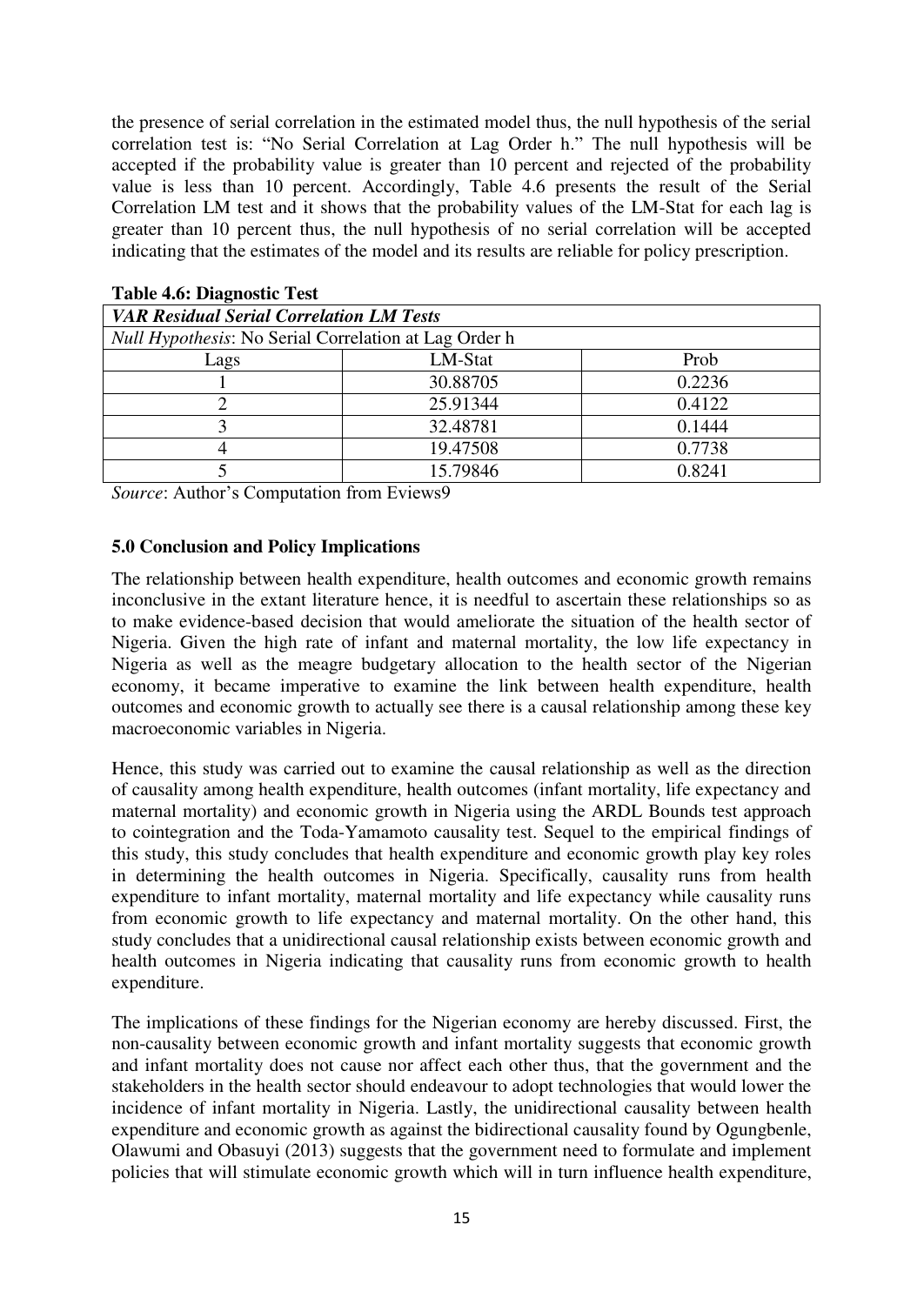the presence of serial correlation in the estimated model thus, the null hypothesis of the serial correlation test is: "No Serial Correlation at Lag Order h." The null hypothesis will be accepted if the probability value is greater than 10 percent and rejected of the probability value is less than 10 percent. Accordingly, Table 4.6 presents the result of the Serial Correlation LM test and it shows that the probability values of the LM-Stat for each lag is greater than 10 percent thus, the null hypothesis of no serial correlation will be accepted indicating that the estimates of the model and its results are reliable for policy prescription.

**Table 4.6: Diagnostic Test**

| ***VAR Residual Serial Correlation LM Tests*** | | |
|---|---|---|
| *Null Hypothesis*: No Serial Correlation at Lag Order h | | |
| Lags | LM-Stat | Prob |
| 1 | 30.88705 | 0.2236 |
| 2 | 25.91344 | 0.4122 |
| 3 | 32.48781 | 0.1444 |
| 4 | 19.47508 | 0.7738 |
| 5 | 15.79846 | 0.8241 |

*Source*: Author's Computation from Eviews9

## 5.0 Conclusion and Policy Implications

The relationship between health expenditure, health outcomes and economic growth remains inconclusive in the extant literature hence, it is needful to ascertain these relationships so as to make evidence-based decision that would ameliorate the situation of the health sector of Nigeria. Given the high rate of infant and maternal mortality, the low life expectancy in Nigeria as well as the meagre budgetary allocation to the health sector of the Nigerian economy, it became imperative to examine the link between health expenditure, health outcomes and economic growth to actually see there is a causal relationship among these key macroeconomic variables in Nigeria.

Hence, this study was carried out to examine the causal relationship as well as the direction of causality among health expenditure, health outcomes (infant mortality, life expectancy and maternal mortality) and economic growth in Nigeria using the ARDL Bounds test approach to cointegration and the Toda-Yamamoto causality test. Sequel to the empirical findings of this study, this study concludes that health expenditure and economic growth play key roles in determining the health outcomes in Nigeria. Specifically, causality runs from health expenditure to infant mortality, maternal mortality and life expectancy while causality runs from economic growth to life expectancy and maternal mortality. On the other hand, this study concludes that a unidirectional causal relationship exists between economic growth and health outcomes in Nigeria indicating that causality runs from economic growth to health expenditure.

The implications of these findings for the Nigerian economy are hereby discussed. First, the non-causality between economic growth and infant mortality suggests that economic growth and infant mortality does not cause nor affect each other thus, that the government and the stakeholders in the health sector should endeavour to adopt technologies that would lower the incidence of infant mortality in Nigeria. Lastly, the unidirectional causality between health expenditure and economic growth as against the bidirectional causality found by Ogungbenle, Olawumi and Obasuyi (2013) suggests that the government need to formulate and implement policies that will stimulate economic growth which will in turn influence health expenditure,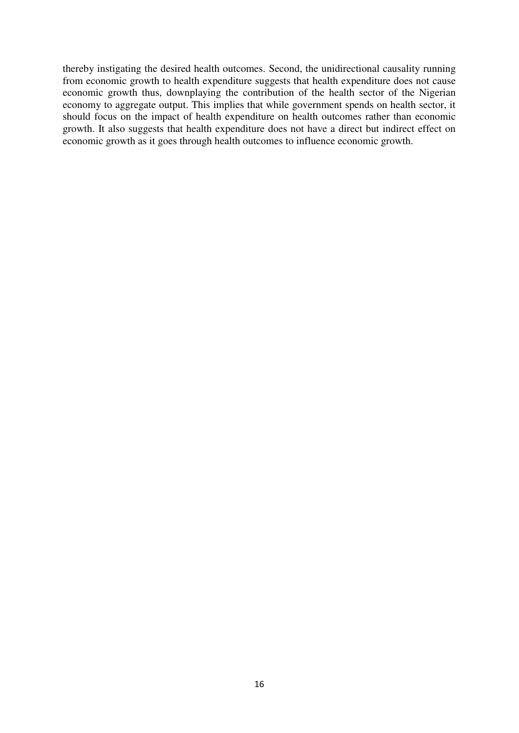thereby instigating the desired health outcomes. Second, the unidirectional causality running from economic growth to health expenditure suggests that health expenditure does not cause economic growth thus, downplaying the contribution of the health sector of the Nigerian economy to aggregate output. This implies that while government spends on health sector, it should focus on the impact of health expenditure on health outcomes rather than economic growth. It also suggests that health expenditure does not have a direct but indirect effect on economic growth as it goes through health outcomes to influence economic growth.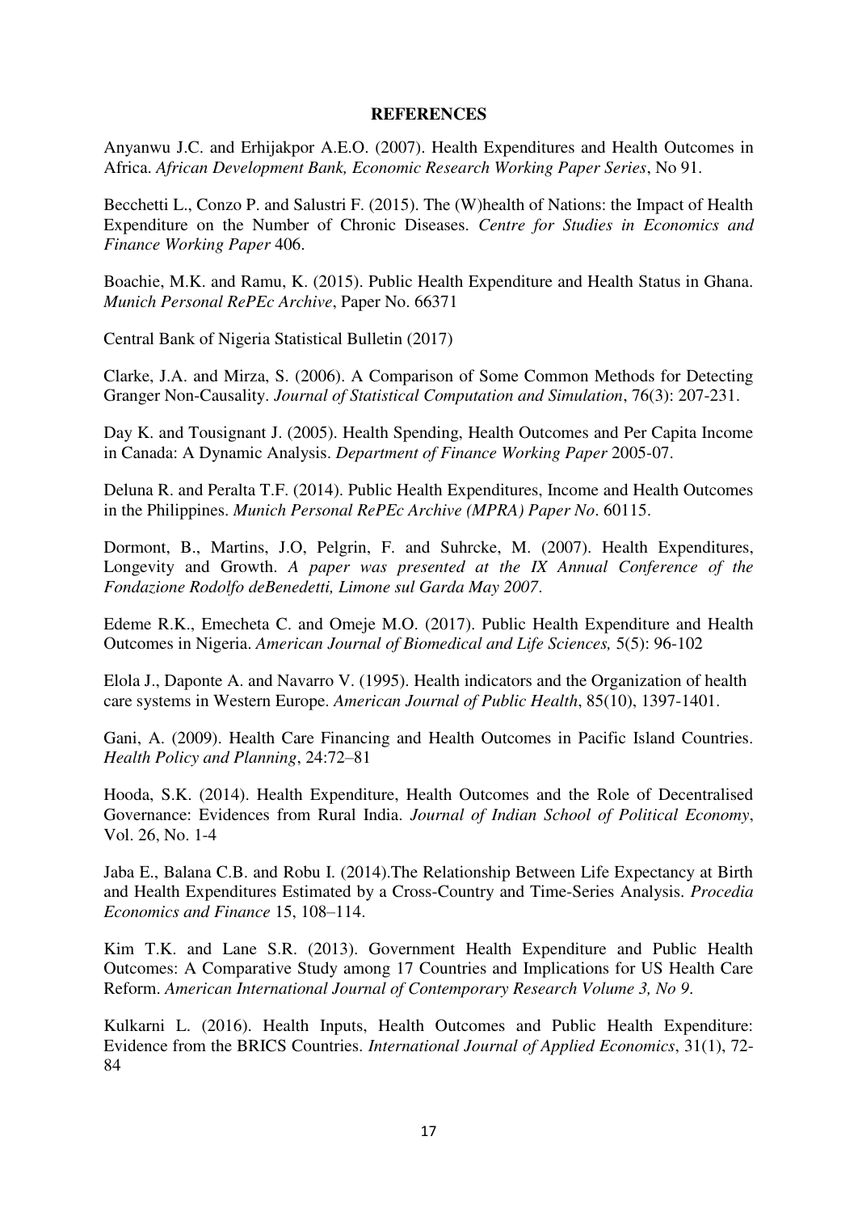**REFERENCES**

Anyanwu J.C. and Erhijakpor A.E.O. (2007). Health Expenditures and Health Outcomes in Africa. *African Development Bank, Economic Research Working Paper Series*, No 91.

Becchetti L., Conzo P. and Salustri F. (2015). The (W)health of Nations: the Impact of Health Expenditure on the Number of Chronic Diseases. *Centre for Studies in Economics and Finance Working Paper* 406.

Boachie, M.K. and Ramu, K. (2015). Public Health Expenditure and Health Status in Ghana. *Munich Personal RePEc Archive*, Paper No. 66371

Central Bank of Nigeria Statistical Bulletin (2017)

Clarke, J.A. and Mirza, S. (2006). A Comparison of Some Common Methods for Detecting Granger Non-Causality. *Journal of Statistical Computation and Simulation*, 76(3): 207-231.

Day K. and Tousignant J. (2005). Health Spending, Health Outcomes and Per Capita Income in Canada: A Dynamic Analysis. *Department of Finance Working Paper* 2005-07.

Deluna R. and Peralta T.F. (2014). Public Health Expenditures, Income and Health Outcomes in the Philippines. *Munich Personal RePEc Archive (MPRA) Paper No*. 60115.

Dormont, B., Martins, J.O, Pelgrin, F. and Suhrcke, M. (2007). Health Expenditures, Longevity and Growth. *A paper was presented at the IX Annual Conference of the Fondazione Rodolfo deBenedetti, Limone sul Garda May 2007*.

Edeme R.K., Emecheta C. and Omeje M.O. (2017). Public Health Expenditure and Health Outcomes in Nigeria. *American Journal of Biomedical and Life Sciences,* 5(5): 96-102

Elola J., Daponte A. and Navarro V. (1995). Health indicators and the Organization of health care systems in Western Europe. *American Journal of Public Health*, 85(10), 1397-1401.

Gani, A. (2009). Health Care Financing and Health Outcomes in Pacific Island Countries. *Health Policy and Planning*, 24:72–81

Hooda, S.K. (2014). Health Expenditure, Health Outcomes and the Role of Decentralised Governance: Evidences from Rural India. *Journal of Indian School of Political Economy*, Vol. 26, No. 1-4

Jaba E., Balana C.B. and Robu I. (2014).The Relationship Between Life Expectancy at Birth and Health Expenditures Estimated by a Cross-Country and Time-Series Analysis. *Procedia Economics and Finance* 15, 108–114.

Kim T.K. and Lane S.R. (2013). Government Health Expenditure and Public Health Outcomes: A Comparative Study among 17 Countries and Implications for US Health Care Reform. *American International Journal of Contemporary Research Volume 3, No 9*.

Kulkarni L. (2016). Health Inputs, Health Outcomes and Public Health Expenditure: Evidence from the BRICS Countries. *International Journal of Applied Economics*, 31(1), 72-84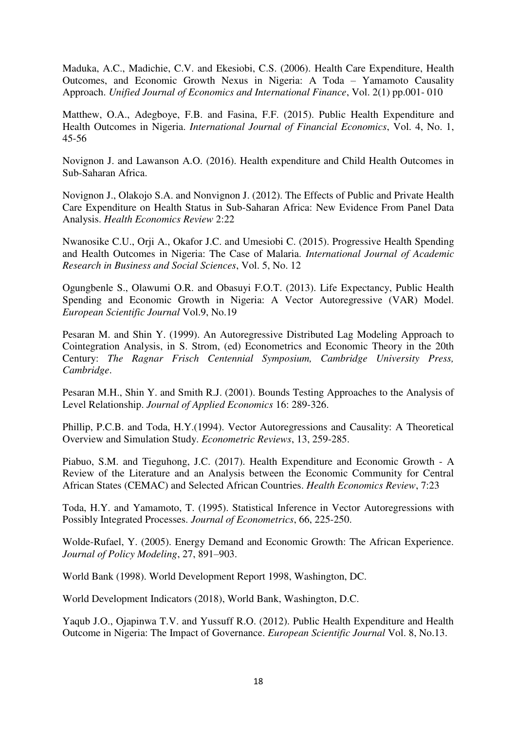Maduka, A.C., Madichie, C.V. and Ekesiobi, C.S. (2006). Health Care Expenditure, Health Outcomes, and Economic Growth Nexus in Nigeria: A Toda – Yamamoto Causality Approach. *Unified Journal of Economics and International Finance*, Vol. 2(1) pp.001- 010

Matthew, O.A., Adegboye, F.B. and Fasina, F.F. (2015). Public Health Expenditure and Health Outcomes in Nigeria. *International Journal of Financial Economics*, Vol. 4, No. 1, 45-56

Novignon J. and Lawanson A.O. (2016). Health expenditure and Child Health Outcomes in Sub-Saharan Africa.

Novignon J., Olakojo S.A. and Nonvignon J. (2012). The Effects of Public and Private Health Care Expenditure on Health Status in Sub-Saharan Africa: New Evidence From Panel Data Analysis. *Health Economics Review* 2:22

Nwanosike C.U., Orji A., Okafor J.C. and Umesiobi C. (2015). Progressive Health Spending and Health Outcomes in Nigeria: The Case of Malaria. *International Journal of Academic Research in Business and Social Sciences*, Vol. 5, No. 12

Ogungbenle S., Olawumi O.R. and Obasuyi F.O.T. (2013). Life Expectancy, Public Health Spending and Economic Growth in Nigeria: A Vector Autoregressive (VAR) Model. *European Scientific Journal* Vol.9, No.19

Pesaran M. and Shin Y. (1999). An Autoregressive Distributed Lag Modeling Approach to Cointegration Analysis, in S. Strom, (ed) Econometrics and Economic Theory in the 20th Century: *The Ragnar Frisch Centennial Symposium, Cambridge University Press, Cambridge*.

Pesaran M.H., Shin Y. and Smith R.J. (2001). Bounds Testing Approaches to the Analysis of Level Relationship. *Journal of Applied Economics* 16: 289-326.

Phillip, P.C.B. and Toda, H.Y.(1994). Vector Autoregressions and Causality: A Theoretical Overview and Simulation Study. *Econometric Reviews*, 13, 259-285.

Piabuo, S.M. and Tieguhong, J.C. (2017). Health Expenditure and Economic Growth - A Review of the Literature and an Analysis between the Economic Community for Central African States (CEMAC) and Selected African Countries. *Health Economics Review*, 7:23

Toda, H.Y. and Yamamoto, T. (1995). Statistical Inference in Vector Autoregressions with Possibly Integrated Processes. *Journal of Econometrics*, 66, 225-250.

Wolde-Rufael, Y. (2005). Energy Demand and Economic Growth: The African Experience. *Journal of Policy Modeling*, 27, 891–903.

World Bank (1998). World Development Report 1998, Washington, DC.

World Development Indicators (2018), World Bank, Washington, D.C.

Yaqub J.O., Ojapinwa T.V. and Yussuff R.O. (2012). Public Health Expenditure and Health Outcome in Nigeria: The Impact of Governance. *European Scientific Journal* Vol. 8, No.13.